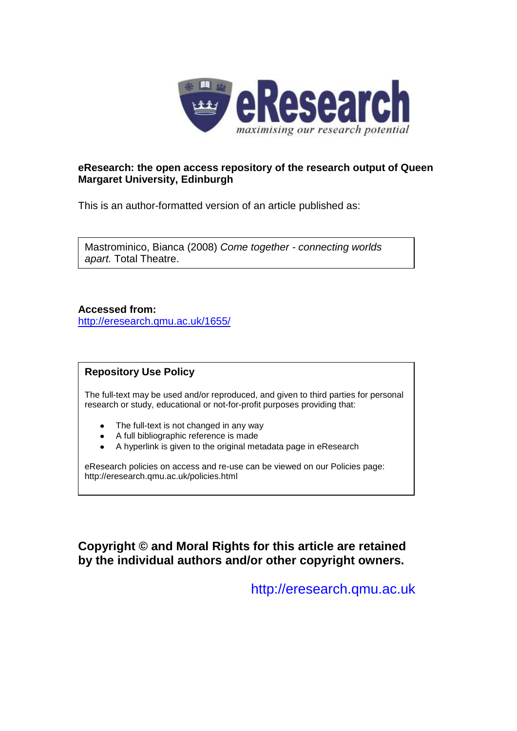eResearch
*maximising our research potential*

**eResearch: the open access repository of the research output of Queen Margaret University, Edinburgh**

This is an author-formatted version of an article published as:

Mastrominico, Bianca (2008) *Come together - connecting worlds apart.* Total Theatre.

**Accessed from:**
http://eresearch.qmu.ac.uk/1655/

**Repository Use Policy**

The full-text may be used and/or reproduced, and given to third parties for personal research or study, educational or not-for-profit purposes providing that:

- The full-text is not changed in any way
- A full bibliographic reference is made
- A hyperlink is given to the original metadata page in eResearch

eResearch policies on access and re-use can be viewed on our Policies page: http://eresearch.qmu.ac.uk/policies.html

**Copyright © and Moral Rights for this article are retained by the individual authors and/or other copyright owners.**

http://eresearch.qmu.ac.uk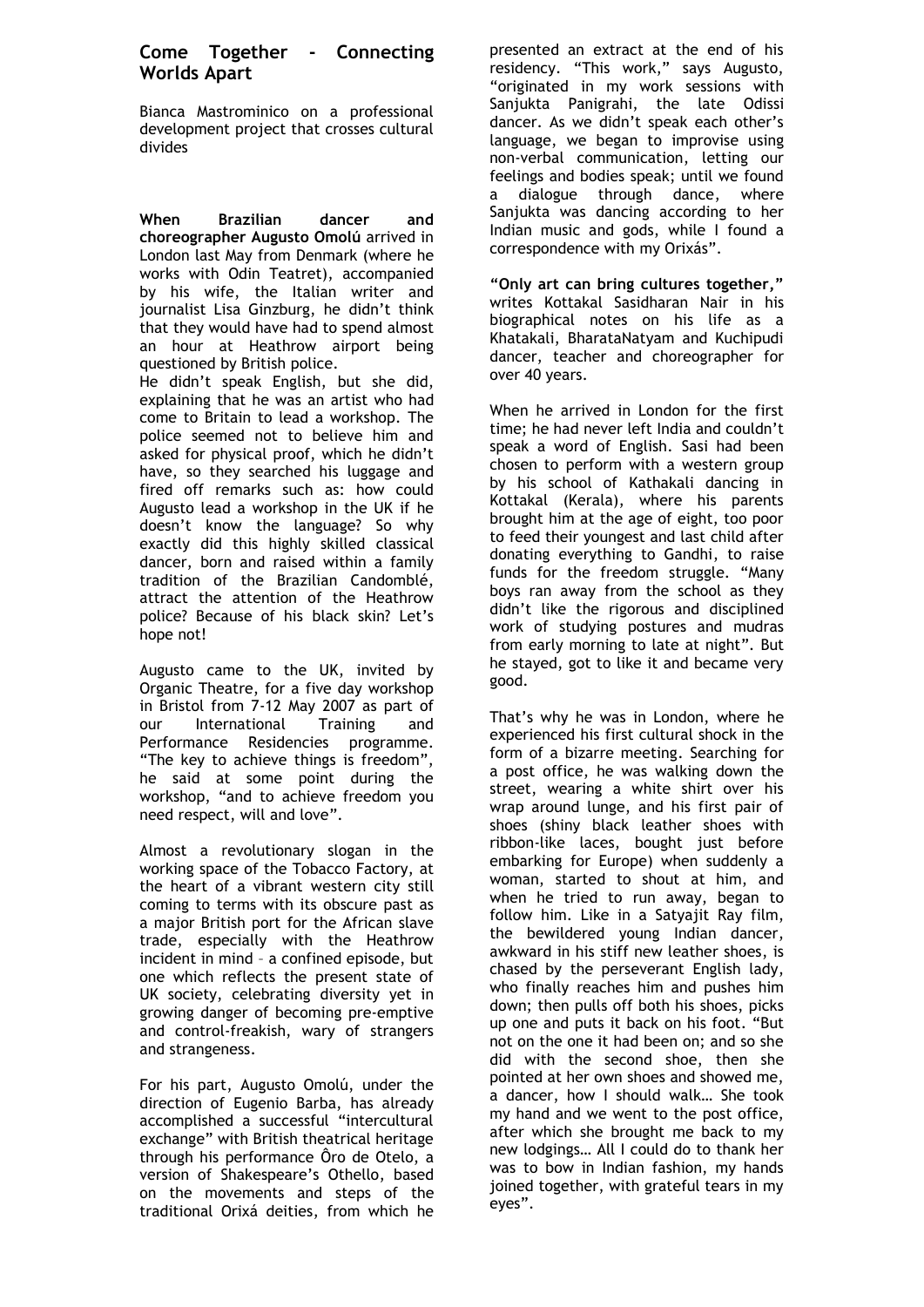## Come Together - Connecting Worlds Apart

Bianca Mastrominico on a professional development project that crosses cultural divides

**When Brazilian dancer and choreographer Augusto Omolú** arrived in London last May from Denmark (where he works with Odin Teatret), accompanied by his wife, the Italian writer and journalist Lisa Ginzburg, he didn't think that they would have had to spend almost an hour at Heathrow airport being questioned by British police.

He didn't speak English, but she did, explaining that he was an artist who had come to Britain to lead a workshop. The police seemed not to believe him and asked for physical proof, which he didn't have, so they searched his luggage and fired off remarks such as: how could Augusto lead a workshop in the UK if he doesn't know the language? So why exactly did this highly skilled classical dancer, born and raised within a family tradition of the Brazilian Candomblé, attract the attention of the Heathrow police? Because of his black skin? Let's hope not!

Augusto came to the UK, invited by Organic Theatre, for a five day workshop in Bristol from 7-12 May 2007 as part of our International Training and Performance Residencies programme. "The key to achieve things is freedom", he said at some point during the workshop, "and to achieve freedom you need respect, will and love".

Almost a revolutionary slogan in the working space of the Tobacco Factory, at the heart of a vibrant western city still coming to terms with its obscure past as a major British port for the African slave trade, especially with the Heathrow incident in mind – a confined episode, but one which reflects the present state of UK society, celebrating diversity yet in growing danger of becoming pre-emptive and control-freakish, wary of strangers and strangeness.

For his part, Augusto Omolú, under the direction of Eugenio Barba, has already accomplished a successful "intercultural exchange" with British theatrical heritage through his performance Ôro de Otelo, a version of Shakespeare's Othello, based on the movements and steps of the traditional Orixá deities, from which he presented an extract at the end of his residency. "This work," says Augusto, "originated in my work sessions with Sanjukta Panigrahi, the late Odissi dancer. As we didn't speak each other's language, we began to improvise using non-verbal communication, letting our feelings and bodies speak; until we found a dialogue through dance, where Sanjukta was dancing according to her Indian music and gods, while I found a correspondence with my Orixás".

**"Only art can bring cultures together,"** writes Kottakal Sasidharan Nair in his biographical notes on his life as a Khatakali, BharataNatyam and Kuchipudi dancer, teacher and choreographer for over 40 years.

When he arrived in London for the first time; he had never left India and couldn't speak a word of English. Sasi had been chosen to perform with a western group by his school of Kathakali dancing in Kottakal (Kerala), where his parents brought him at the age of eight, too poor to feed their youngest and last child after donating everything to Gandhi, to raise funds for the freedom struggle. "Many boys ran away from the school as they didn't like the rigorous and disciplined work of studying postures and mudras from early morning to late at night". But he stayed, got to like it and became very good.

That's why he was in London, where he experienced his first cultural shock in the form of a bizarre meeting. Searching for a post office, he was walking down the street, wearing a white shirt over his wrap around lunge, and his first pair of shoes (shiny black leather shoes with ribbon-like laces, bought just before embarking for Europe) when suddenly a woman, started to shout at him, and when he tried to run away, began to follow him. Like in a Satyajit Ray film, the bewildered young Indian dancer, awkward in his stiff new leather shoes, is chased by the perseverant English lady, who finally reaches him and pushes him down; then pulls off both his shoes, picks up one and puts it back on his foot. "But not on the one it had been on; and so she did with the second shoe, then she pointed at her own shoes and showed me, a dancer, how I should walk… She took my hand and we went to the post office, after which she brought me back to my new lodgings… All I could do to thank her was to bow in Indian fashion, my hands joined together, with grateful tears in my eyes".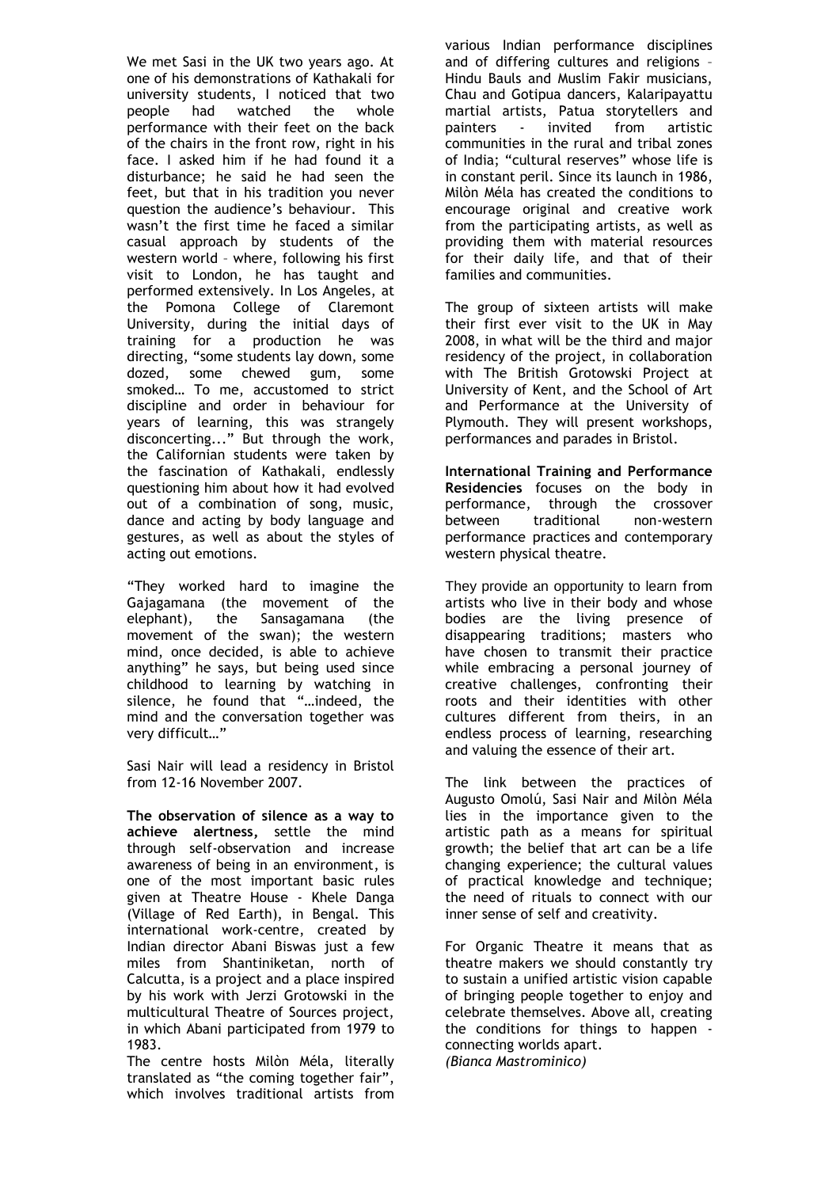We met Sasi in the UK two years ago. At one of his demonstrations of Kathakali for university students, I noticed that two people had watched the whole performance with their feet on the back of the chairs in the front row, right in his face. I asked him if he had found it a disturbance; he said he had seen the feet, but that in his tradition you never question the audience's behaviour. This wasn't the first time he faced a similar casual approach by students of the western world – where, following his first visit to London, he has taught and performed extensively. In Los Angeles, at the Pomona College of Claremont University, during the initial days of training for a production he was directing, "some students lay down, some dozed, some chewed gum, some smoked… To me, accustomed to strict discipline and order in behaviour for years of learning, this was strangely disconcerting..." But through the work, the Californian students were taken by the fascination of Kathakali, endlessly questioning him about how it had evolved out of a combination of song, music, dance and acting by body language and gestures, as well as about the styles of acting out emotions.

"They worked hard to imagine the Gajagamana (the movement of the elephant), the Sansagamana (the movement of the swan); the western mind, once decided, is able to achieve anything" he says, but being used since childhood to learning by watching in silence, he found that "…indeed, the mind and the conversation together was very difficult…"

Sasi Nair will lead a residency in Bristol from 12-16 November 2007.

**The observation of silence as a way to achieve alertness,** settle the mind through self-observation and increase awareness of being in an environment, is one of the most important basic rules given at Theatre House - Khele Danga (Village of Red Earth), in Bengal. This international work-centre, created by Indian director Abani Biswas just a few miles from Shantiniketan, north of Calcutta, is a project and a place inspired by his work with Jerzi Grotowski in the multicultural Theatre of Sources project, in which Abani participated from 1979 to 1983.

The centre hosts Milòn Méla, literally translated as "the coming together fair", which involves traditional artists from various Indian performance disciplines and of differing cultures and religions – Hindu Bauls and Muslim Fakir musicians, Chau and Gotipua dancers, Kalaripayattu martial artists, Patua storytellers and painters - invited from artistic communities in the rural and tribal zones of India; "cultural reserves" whose life is in constant peril. Since its launch in 1986, Milòn Méla has created the conditions to encourage original and creative work from the participating artists, as well as providing them with material resources for their daily life, and that of their families and communities.

The group of sixteen artists will make their first ever visit to the UK in May 2008, in what will be the third and major residency of the project, in collaboration with The British Grotowski Project at University of Kent, and the School of Art and Performance at the University of Plymouth. They will present workshops, performances and parades in Bristol.

**International Training and Performance Residencies** focuses on the body in performance, through the crossover between traditional non-western performance practices and contemporary western physical theatre.

They provide an opportunity to learn from artists who live in their body and whose bodies are the living presence of disappearing traditions; masters who have chosen to transmit their practice while embracing a personal journey of creative challenges, confronting their roots and their identities with other cultures different from theirs, in an endless process of learning, researching and valuing the essence of their art.

The link between the practices of Augusto Omolú, Sasi Nair and Milòn Méla lies in the importance given to the artistic path as a means for spiritual growth; the belief that art can be a life changing experience; the cultural values of practical knowledge and technique; the need of rituals to connect with our inner sense of self and creativity.

For Organic Theatre it means that as theatre makers we should constantly try to sustain a unified artistic vision capable of bringing people together to enjoy and celebrate themselves. Above all, creating the conditions for things to happen - connecting worlds apart.

*(Bianca Mastrominico)*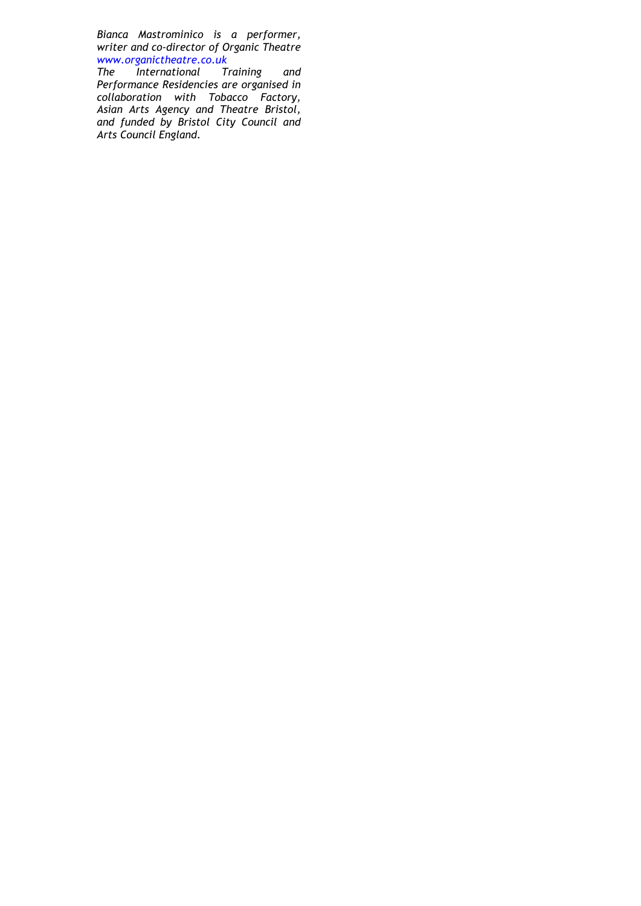*Bianca Mastrominico is a performer, writer and co-director of Organic Theatre www.organictheatre.co.uk*

*The International Training and Performance Residencies are organised in collaboration with Tobacco Factory, Asian Arts Agency and Theatre Bristol, and funded by Bristol City Council and Arts Council England.*